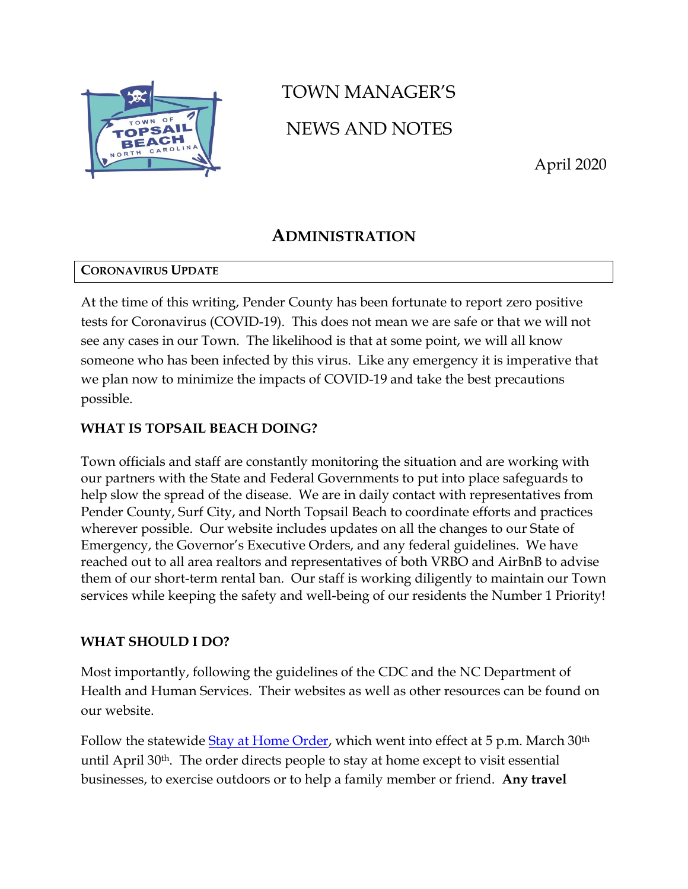# TOWN MANAGER'S

# NEWS AND NOTES

April 2020

## ADMINISTRATION

### CORONAVIRUS UPDATE

At the time of this writing, Pender County has been fortunate to report zero positive tests for Coronavirus (COVID-19). This does not mean we are safe or that we will not see any cases in our Town. The likelihood is that at some point, we will all know someone who has been infected by this virus. Like any emergency it is imperative that we plan now to minimize the impacts of COVID-19 and take the best precautions possible.

**WHAT IS TOPSAIL BEACH DOING?**

Town officials and staff are constantly monitoring the situation and are working with our partners with the State and Federal Governments to put into place safeguards to help slow the spread of the disease. We are in daily contact with representatives from Pender County, Surf City, and North Topsail Beach to coordinate efforts and practices wherever possible. Our website includes updates on all the changes to our State of Emergency, the Governor's Executive Orders, and any federal guidelines. We have reached out to all area realtors and representatives of both VRBO and AirBnB to advise them of our short-term rental ban. Our staff is working diligently to maintain our Town services while keeping the safety and well-being of our residents the Number 1 Priority!

**WHAT SHOULD I DO?**

Most importantly, following the guidelines of the CDC and the NC Department of Health and Human Services. Their websites as well as other resources can be found on our website.

Follow the statewide Stay at Home Order, which went into effect at 5 p.m. March 30th until April 30th. The order directs people to stay at home except to visit essential businesses, to exercise outdoors or to help a family member or friend. **Any travel**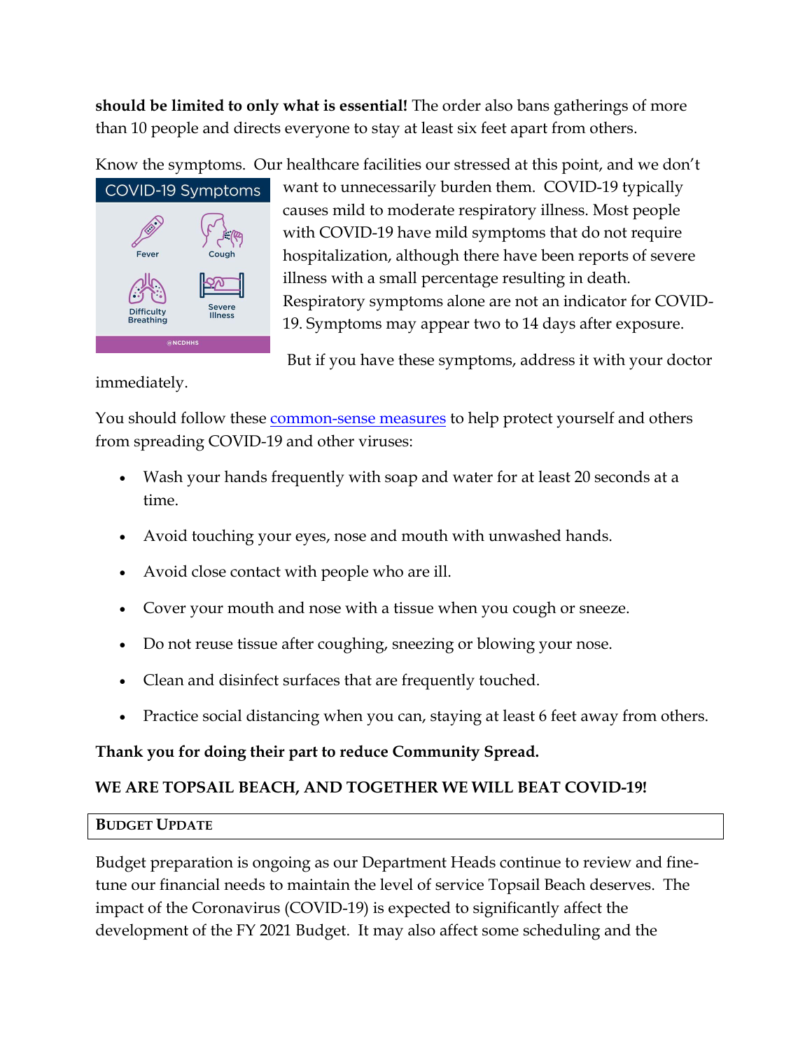**should be limited to only what is essential!** The order also bans gatherings of more than 10 people and directs everyone to stay at least six feet apart from others.

Know the symptoms. Our healthcare facilities our stressed at this point, and we don't want to unnecessarily burden them. COVID-19 typically causes mild to moderate respiratory illness. Most people with COVID-19 have mild symptoms that do not require hospitalization, although there have been reports of severe illness with a small percentage resulting in death. Respiratory symptoms alone are not an indicator for COVID-19. Symptoms may appear two to 14 days after exposure.

But if you have these symptoms, address it with your doctor immediately.

You should follow these [common-sense measures] to help protect yourself and others from spreading COVID-19 and other viruses:

- Wash your hands frequently with soap and water for at least 20 seconds at a time.
- Avoid touching your eyes, nose and mouth with unwashed hands.
- Avoid close contact with people who are ill.
- Cover your mouth and nose with a tissue when you cough or sneeze.
- Do not reuse tissue after coughing, sneezing or blowing your nose.
- Clean and disinfect surfaces that are frequently touched.
- Practice social distancing when you can, staying at least 6 feet away from others.

**Thank you for doing their part to reduce Community Spread.**

**WE ARE TOPSAIL BEACH, AND TOGETHER WE WILL BEAT COVID-19!**

## BUDGET UPDATE

Budget preparation is ongoing as our Department Heads continue to review and fine-tune our financial needs to maintain the level of service Topsail Beach deserves. The impact of the Coronavirus (COVID-19) is expected to significantly affect the development of the FY 2021 Budget. It may also affect some scheduling and the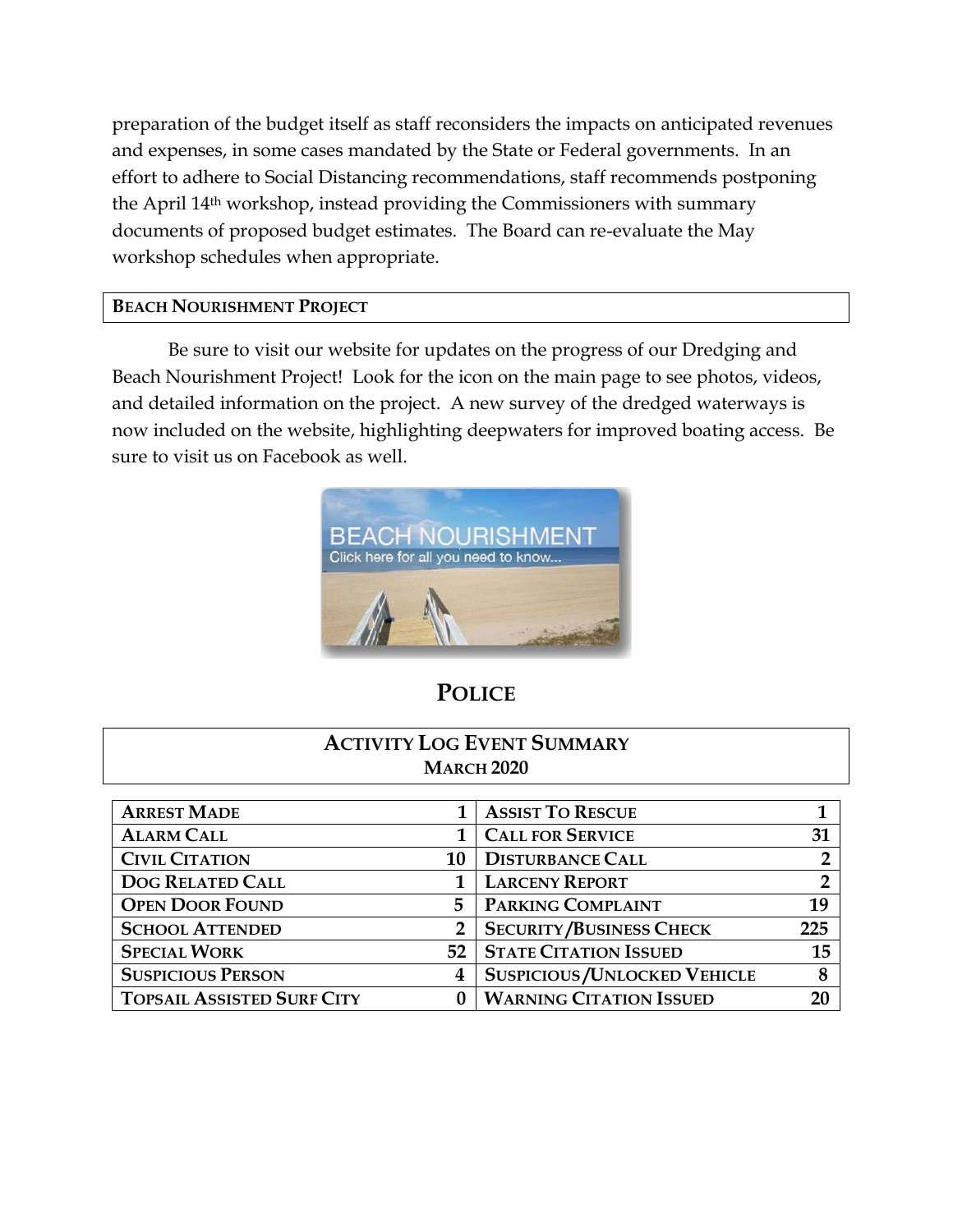preparation of the budget itself as staff reconsiders the impacts on anticipated revenues and expenses, in some cases mandated by the State or Federal governments. In an effort to adhere to Social Distancing recommendations, staff recommends postponing the April 14th workshop, instead providing the Commissioners with summary documents of proposed budget estimates. The Board can re-evaluate the May workshop schedules when appropriate.

### BEACH NOURISHMENT PROJECT

Be sure to visit our website for updates on the progress of our Dredging and Beach Nourishment Project! Look for the icon on the main page to see photos, videos, and detailed information on the project. A new survey of the dredged waterways is now included on the website, highlighting deepwaters for improved boating access. Be sure to visit us on Facebook as well.

## POLICE

### ACTIVITY LOG EVENT SUMMARY
**MARCH 2020**

| | | | |
|---|---|---|---|
| **ARREST MADE** | **1** | **ASSIST TO RESCUE** | **1** |
| **ALARM CALL** | **1** | **CALL FOR SERVICE** | **31** |
| **CIVIL CITATION** | **10** | **DISTURBANCE CALL** | **2** |
| **DOG RELATED CALL** | **1** | **LARCENY REPORT** | **2** |
| **OPEN DOOR FOUND** | **5** | **PARKING COMPLAINT** | **19** |
| **SCHOOL ATTENDED** | **2** | **SECURITY/BUSINESS CHECK** | **225** |
| **SPECIAL WORK** | **52** | **STATE CITATION ISSUED** | **15** |
| **SUSPICIOUS PERSON** | **4** | **SUSPICIOUS/UNLOCKED VEHICLE** | **8** |
| **TOPSAIL ASSISTED SURF CITY** | **0** | **WARNING CITATION ISSUED** | **20** |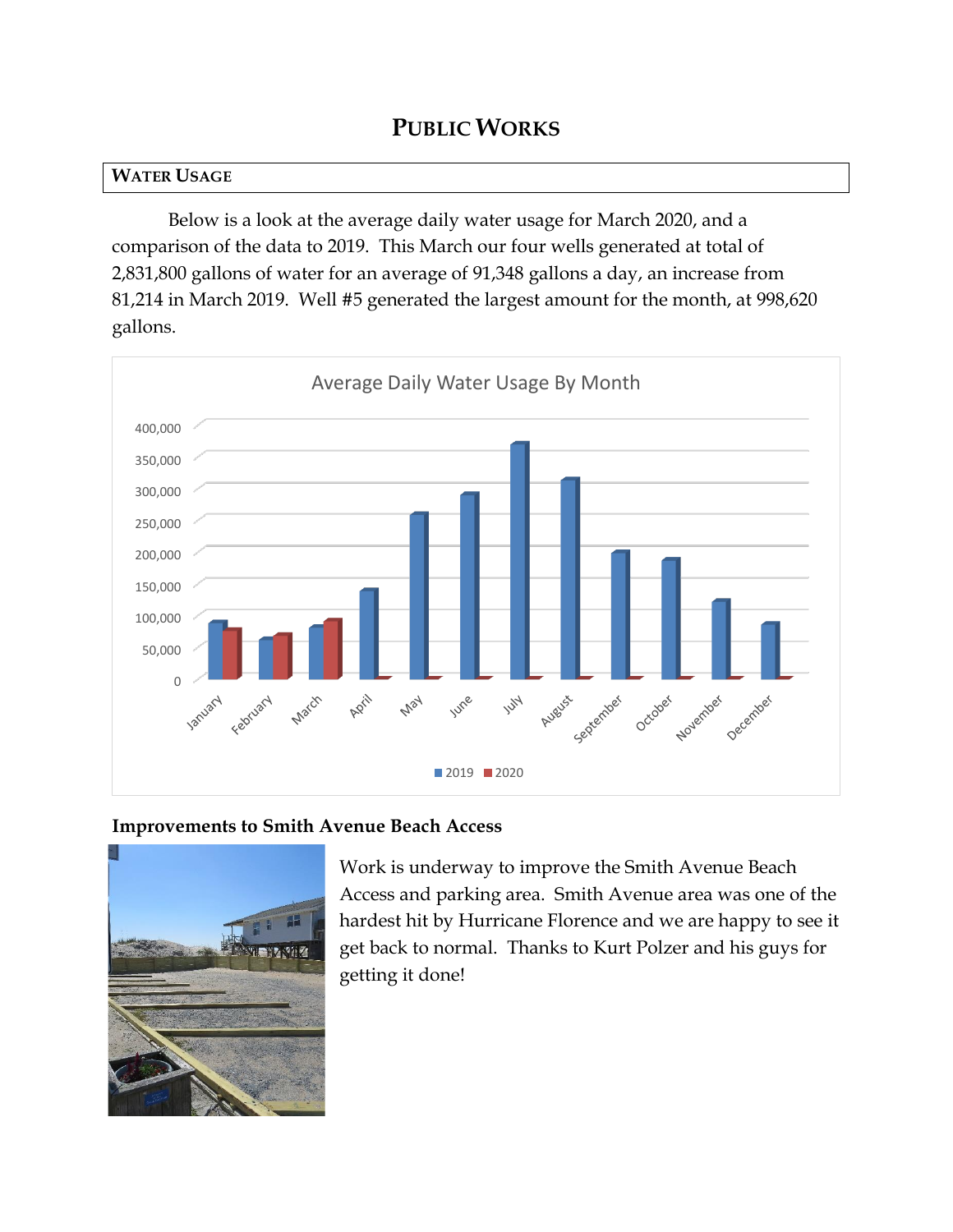# PUBLIC WORKS

## WATER USAGE

Below is a look at the average daily water usage for March 2020, and a comparison of the data to 2019. This March our four wells generated at total of 2,831,800 gallons of water for an average of 91,348 gallons a day, an increase from 81,214 in March 2019. Well #5 generated the largest amount for the month, at 998,620 gallons.

### Improvements to Smith Avenue Beach Access

Work is underway to improve the Smith Avenue Beach Access and parking area. Smith Avenue area was one of the hardest hit by Hurricane Florence and we are happy to see it get back to normal. Thanks to Kurt Polzer and his guys for getting it done!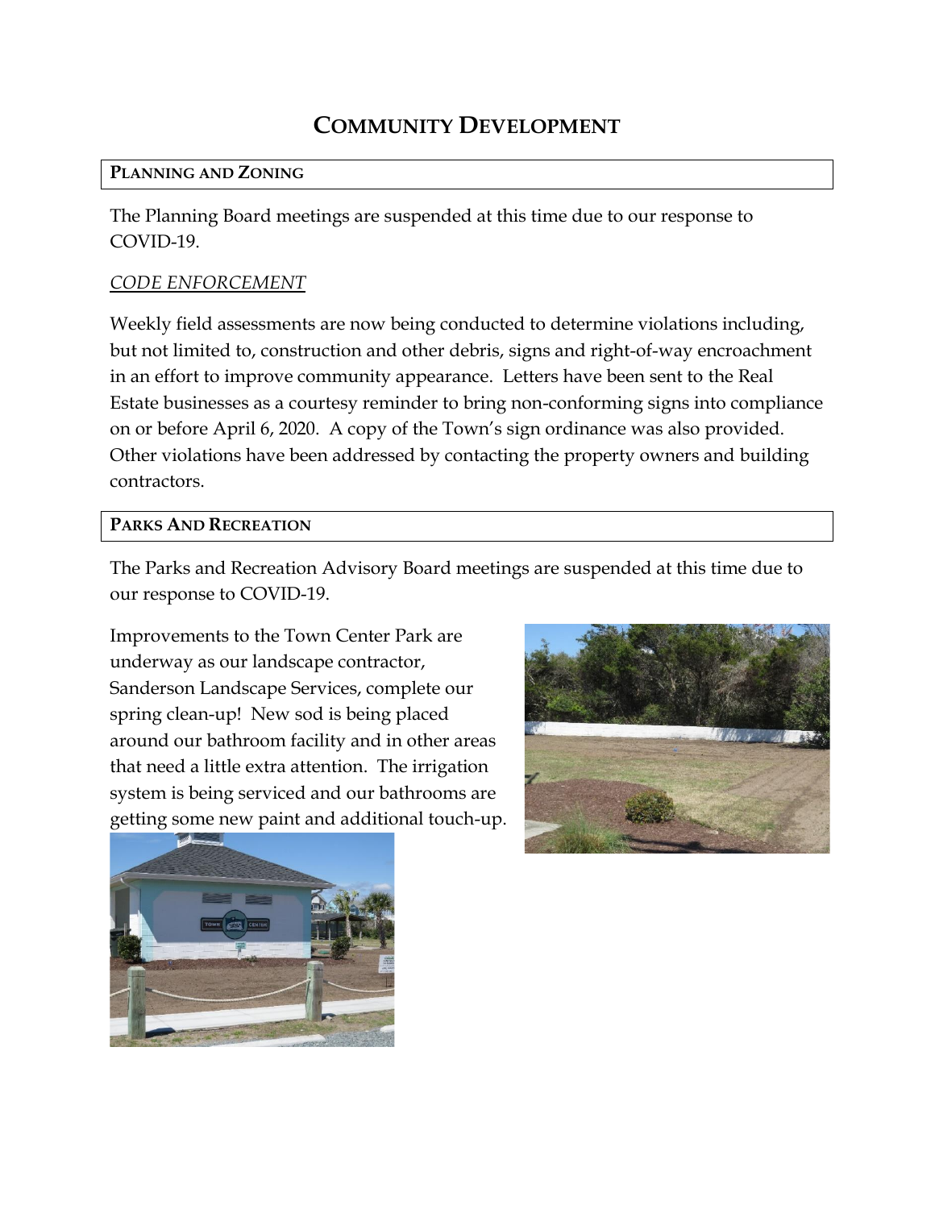# Community Development

## Planning and Zoning

The Planning Board meetings are suspended at this time due to our response to COVID-19.

### *CODE ENFORCEMENT*

Weekly field assessments are now being conducted to determine violations including, but not limited to, construction and other debris, signs and right-of-way encroachment in an effort to improve community appearance. Letters have been sent to the Real Estate businesses as a courtesy reminder to bring non-conforming signs into compliance on or before April 6, 2020. A copy of the Town's sign ordinance was also provided. Other violations have been addressed by contacting the property owners and building contractors.

## Parks And Recreation

The Parks and Recreation Advisory Board meetings are suspended at this time due to our response to COVID-19.

Improvements to the Town Center Park are underway as our landscape contractor, Sanderson Landscape Services, complete our spring clean-up! New sod is being placed around our bathroom facility and in other areas that need a little extra attention. The irrigation system is being serviced and our bathrooms are getting some new paint and additional touch-up.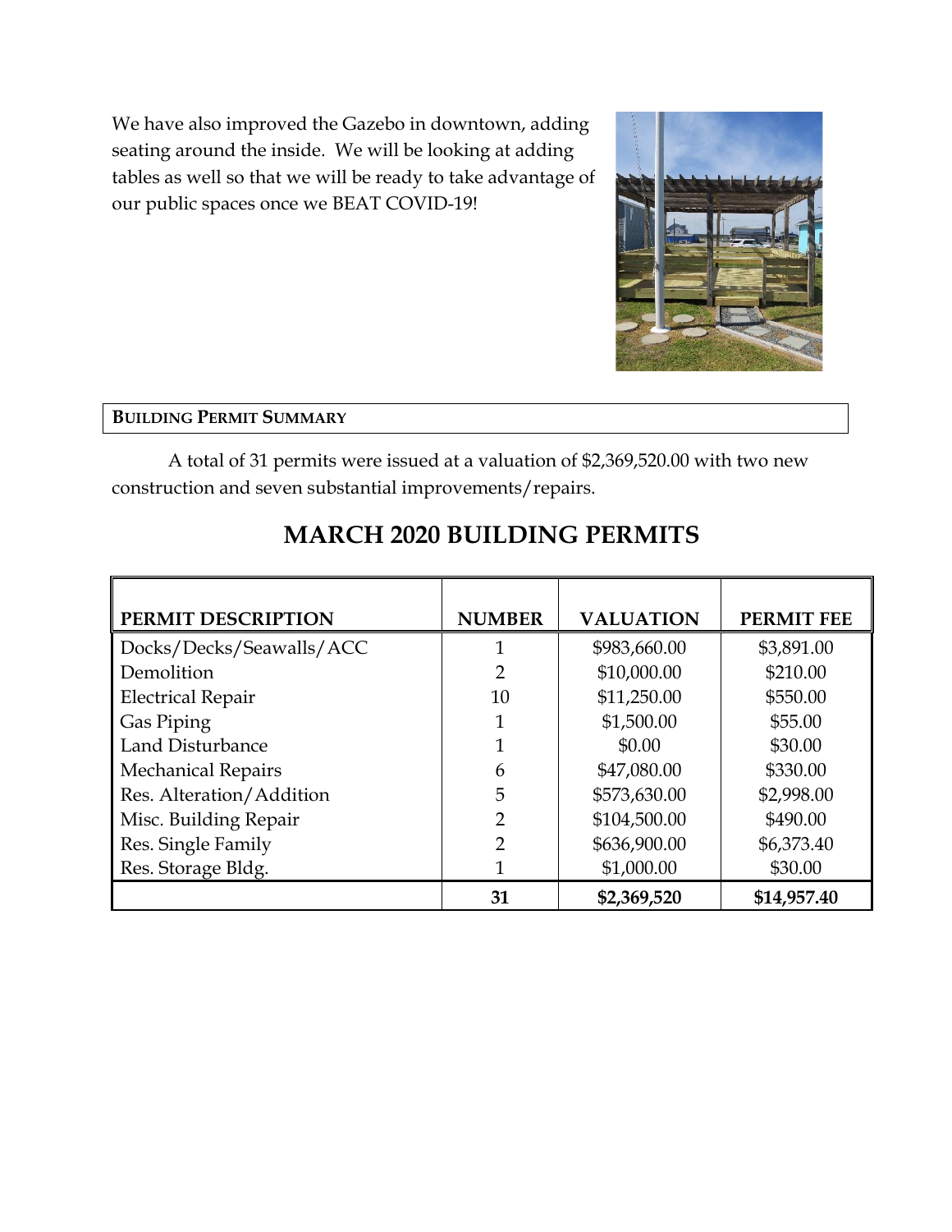We have also improved the Gazebo in downtown, adding seating around the inside. We will be looking at adding tables as well so that we will be ready to take advantage of our public spaces once we BEAT COVID-19!

**BUILDING PERMIT SUMMARY**

A total of 31 permits were issued at a valuation of $2,369,520.00 with two new construction and seven substantial improvements/repairs.

## MARCH 2020 BUILDING PERMITS

| PERMIT DESCRIPTION | NUMBER | VALUATION | PERMIT FEE |
|---|---|---|---|
| Docks/Decks/Seawalls/ACC | 1 | $983,660.00 | $3,891.00 |
| Demolition | 2 | $10,000.00 | $210.00 |
| Electrical Repair | 10 | $11,250.00 | $550.00 |
| Gas Piping | 1 | $1,500.00 | $55.00 |
| Land Disturbance | 1 | $0.00 | $30.00 |
| Mechanical Repairs | 6 | $47,080.00 | $330.00 |
| Res. Alteration/Addition | 5 | $573,630.00 | $2,998.00 |
| Misc. Building Repair | 2 | $104,500.00 | $490.00 |
| Res. Single Family | 2 | $636,900.00 | $6,373.40 |
| Res. Storage Bldg. | 1 | $1,000.00 | $30.00 |
| | **31** | **$2,369,520** | **$14,957.40** |